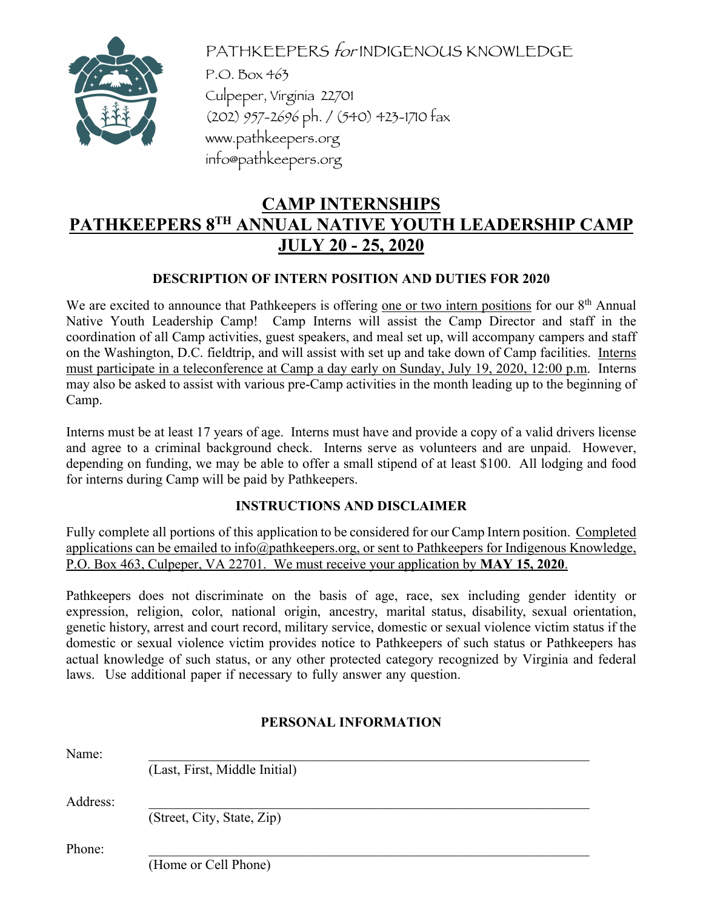PATHKEEPERS *for* INDIGENOUS KNOWLEDGE
P.O. Box 463
Culpeper, Virginia 22701
(202) 957-2696 ph. / (540) 423-1710 fax
www.pathkeepers.org
info@pathkeepers.org

# CAMP INTERNSHIPS
# PATHKEEPERS 8TH ANNUAL NATIVE YOUTH LEADERSHIP CAMP
# JULY 20 - 25, 2020

### DESCRIPTION OF INTERN POSITION AND DUTIES FOR 2020

We are excited to announce that Pathkeepers is offering one or two intern positions for our 8th Annual Native Youth Leadership Camp! Camp Interns will assist the Camp Director and staff in the coordination of all Camp activities, guest speakers, and meal set up, will accompany campers and staff on the Washington, D.C. fieldtrip, and will assist with set up and take down of Camp facilities. Interns must participate in a teleconference at Camp a day early on Sunday, July 19, 2020, 12:00 p.m. Interns may also be asked to assist with various pre-Camp activities in the month leading up to the beginning of Camp.

Interns must be at least 17 years of age. Interns must have and provide a copy of a valid drivers license and agree to a criminal background check. Interns serve as volunteers and are unpaid. However, depending on funding, we may be able to offer a small stipend of at least $100. All lodging and food for interns during Camp will be paid by Pathkeepers.

### INSTRUCTIONS AND DISCLAIMER

Fully complete all portions of this application to be considered for our Camp Intern position. Completed applications can be emailed to info@pathkeepers.org, or sent to Pathkeepers for Indigenous Knowledge, P.O. Box 463, Culpeper, VA 22701. We must receive your application by **MAY 15, 2020**.

Pathkeepers does not discriminate on the basis of age, race, sex including gender identity or expression, religion, color, national origin, ancestry, marital status, disability, sexual orientation, genetic history, arrest and court record, military service, domestic or sexual violence victim status if the domestic or sexual violence victim provides notice to Pathkeepers of such status or Pathkeepers has actual knowledge of such status, or any other protected category recognized by Virginia and federal laws. Use additional paper if necessary to fully answer any question.

### PERSONAL INFORMATION

Name: ______________________________________________
(Last, First, Middle Initial)

Address: ______________________________________________
(Street, City, State, Zip)

Phone: ______________________________________________
(Home or Cell Phone)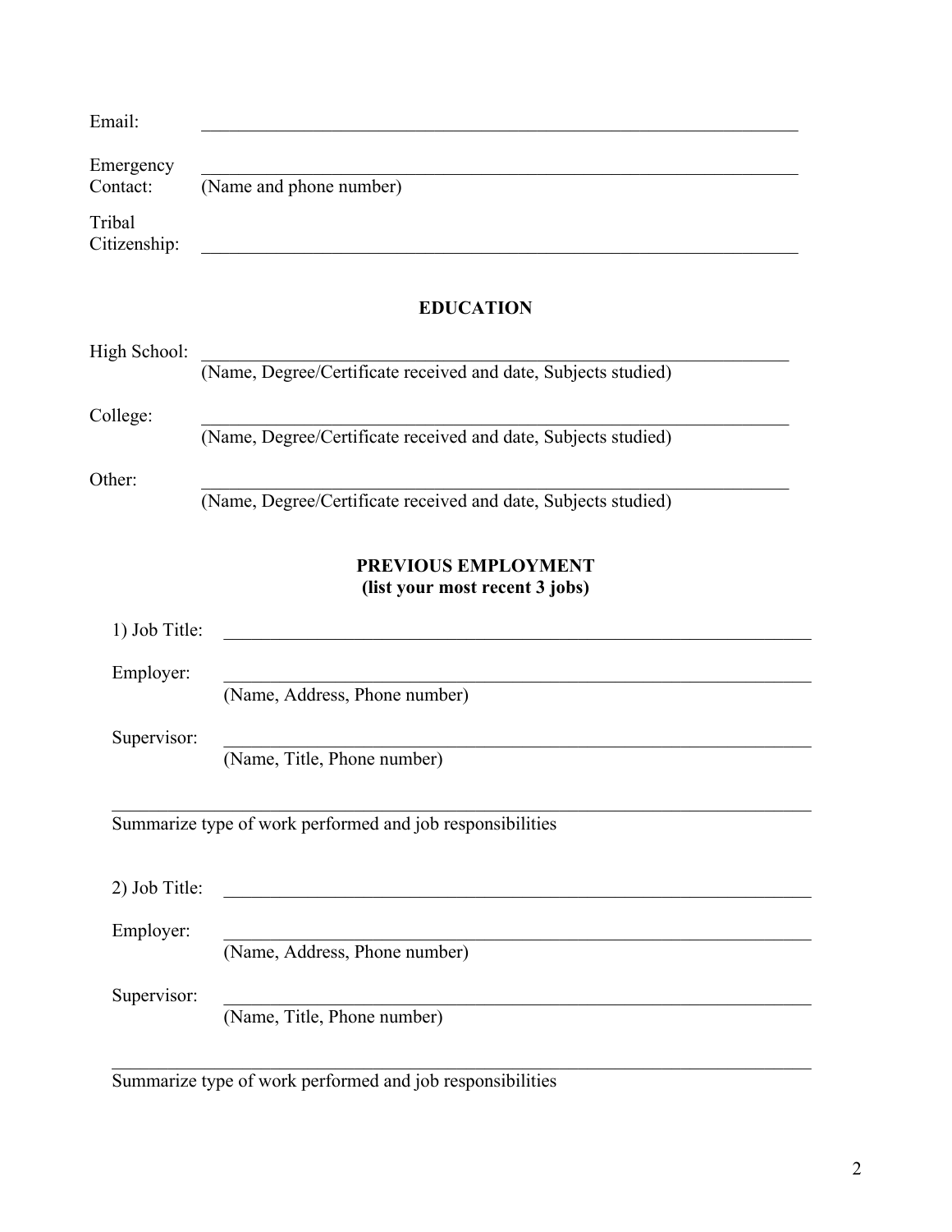Email: \_\_\_\_\_\_\_\_\_\_\_\_\_\_\_\_\_\_\_\_\_\_\_\_\_\_\_\_\_\_\_\_\_\_\_\_\_\_\_\_\_\_\_\_\_\_\_\_\_\_\_\_\_\_\_\_\_\_\_\_

Emergency Contact: \_\_\_\_\_\_\_\_\_\_\_\_\_\_\_\_\_\_\_\_\_\_\_\_\_\_\_\_\_\_\_\_\_\_\_\_\_\_\_\_\_\_\_\_\_\_\_\_\_\_\_\_\_\_\_\_\_\_\_\_
(Name and phone number)

Tribal Citizenship: \_\_\_\_\_\_\_\_\_\_\_\_\_\_\_\_\_\_\_\_\_\_\_\_\_\_\_\_\_\_\_\_\_\_\_\_\_\_\_\_\_\_\_\_\_\_\_\_\_\_\_\_\_\_\_\_\_\_\_\_

## EDUCATION

High School: \_\_\_\_\_\_\_\_\_\_\_\_\_\_\_\_\_\_\_\_\_\_\_\_\_\_\_\_\_\_\_\_\_\_\_\_\_\_\_\_\_\_\_\_\_\_\_\_\_\_\_\_\_\_\_\_\_\_\_\_
(Name, Degree/Certificate received and date, Subjects studied)

College: \_\_\_\_\_\_\_\_\_\_\_\_\_\_\_\_\_\_\_\_\_\_\_\_\_\_\_\_\_\_\_\_\_\_\_\_\_\_\_\_\_\_\_\_\_\_\_\_\_\_\_\_\_\_\_\_\_\_\_\_
(Name, Degree/Certificate received and date, Subjects studied)

Other: \_\_\_\_\_\_\_\_\_\_\_\_\_\_\_\_\_\_\_\_\_\_\_\_\_\_\_\_\_\_\_\_\_\_\_\_\_\_\_\_\_\_\_\_\_\_\_\_\_\_\_\_\_\_\_\_\_\_\_\_
(Name, Degree/Certificate received and date, Subjects studied)

## PREVIOUS EMPLOYMENT
**(list your most recent 3 jobs)**

1) Job Title: \_\_\_\_\_\_\_\_\_\_\_\_\_\_\_\_\_\_\_\_\_\_\_\_\_\_\_\_\_\_\_\_\_\_\_\_\_\_\_\_\_\_\_\_\_\_\_\_\_\_\_\_\_\_\_\_\_\_\_\_

Employer: \_\_\_\_\_\_\_\_\_\_\_\_\_\_\_\_\_\_\_\_\_\_\_\_\_\_\_\_\_\_\_\_\_\_\_\_\_\_\_\_\_\_\_\_\_\_\_\_\_\_\_\_\_\_\_\_\_\_\_\_
(Name, Address, Phone number)

Supervisor: \_\_\_\_\_\_\_\_\_\_\_\_\_\_\_\_\_\_\_\_\_\_\_\_\_\_\_\_\_\_\_\_\_\_\_\_\_\_\_\_\_\_\_\_\_\_\_\_\_\_\_\_\_\_\_\_\_\_\_\_
(Name, Title, Phone number)

\_\_\_\_\_\_\_\_\_\_\_\_\_\_\_\_\_\_\_\_\_\_\_\_\_\_\_\_\_\_\_\_\_\_\_\_\_\_\_\_\_\_\_\_\_\_\_\_\_\_\_\_\_\_\_\_\_\_\_\_\_\_\_\_\_\_\_\_\_\_
Summarize type of work performed and job responsibilities

2) Job Title: \_\_\_\_\_\_\_\_\_\_\_\_\_\_\_\_\_\_\_\_\_\_\_\_\_\_\_\_\_\_\_\_\_\_\_\_\_\_\_\_\_\_\_\_\_\_\_\_\_\_\_\_\_\_\_\_\_\_\_\_

Employer: \_\_\_\_\_\_\_\_\_\_\_\_\_\_\_\_\_\_\_\_\_\_\_\_\_\_\_\_\_\_\_\_\_\_\_\_\_\_\_\_\_\_\_\_\_\_\_\_\_\_\_\_\_\_\_\_\_\_\_\_
(Name, Address, Phone number)

Supervisor: \_\_\_\_\_\_\_\_\_\_\_\_\_\_\_\_\_\_\_\_\_\_\_\_\_\_\_\_\_\_\_\_\_\_\_\_\_\_\_\_\_\_\_\_\_\_\_\_\_\_\_\_\_\_\_\_\_\_\_\_
(Name, Title, Phone number)

\_\_\_\_\_\_\_\_\_\_\_\_\_\_\_\_\_\_\_\_\_\_\_\_\_\_\_\_\_\_\_\_\_\_\_\_\_\_\_\_\_\_\_\_\_\_\_\_\_\_\_\_\_\_\_\_\_\_\_\_\_\_\_\_\_\_\_\_\_\_
Summarize type of work performed and job responsibilities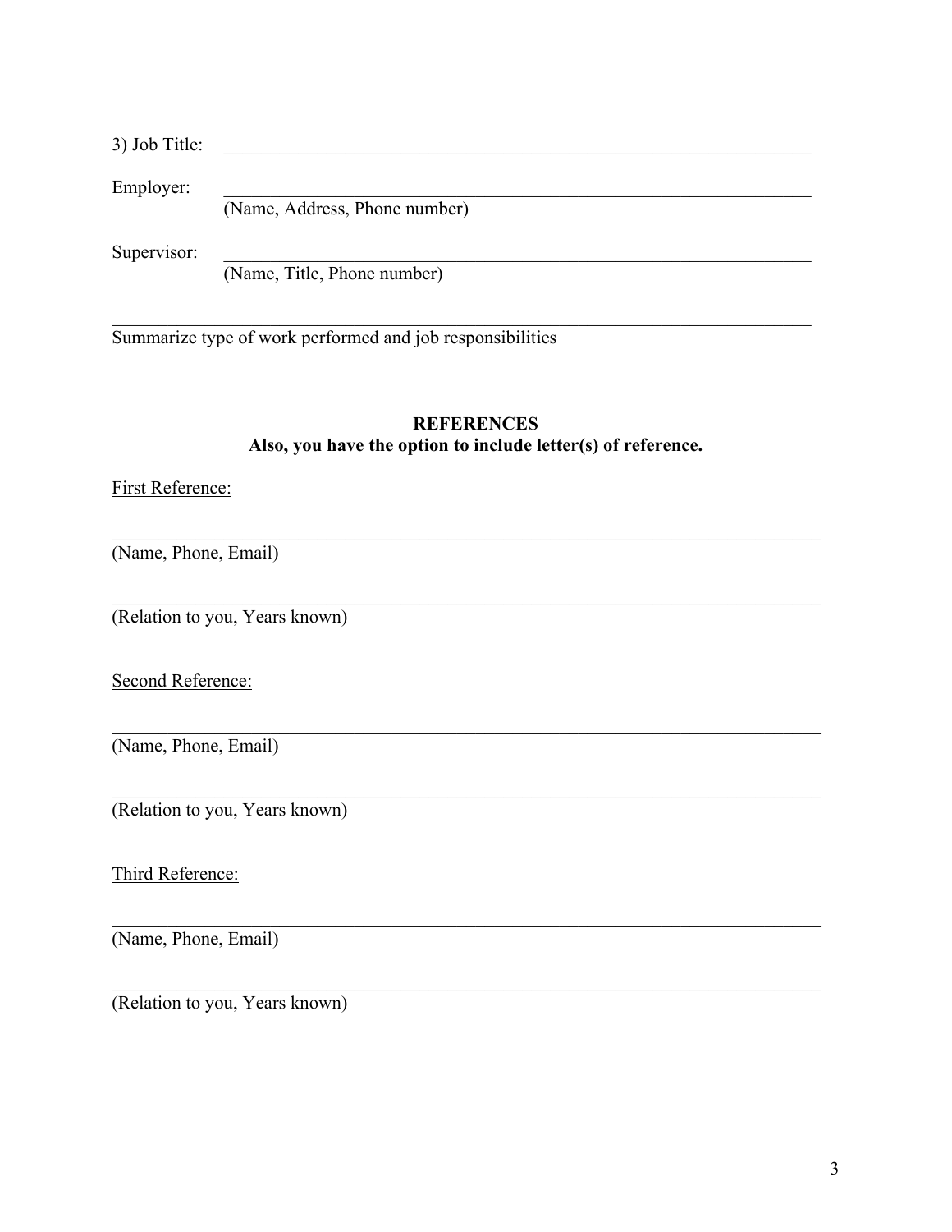3) Job Title: \_\_\_\_\_\_\_\_\_\_\_\_\_\_\_\_\_\_\_\_\_\_\_\_\_\_\_\_\_\_\_\_\_\_\_\_\_\_\_\_

Employer: \_\_\_\_\_\_\_\_\_\_\_\_\_\_\_\_\_\_\_\_\_\_\_\_\_\_\_\_\_\_\_\_\_\_\_\_\_\_\_\_
(Name, Address, Phone number)

Supervisor: \_\_\_\_\_\_\_\_\_\_\_\_\_\_\_\_\_\_\_\_\_\_\_\_\_\_\_\_\_\_\_\_\_\_\_\_\_\_\_\_
(Name, Title, Phone number)

\_\_\_\_\_\_\_\_\_\_\_\_\_\_\_\_\_\_\_\_\_\_\_\_\_\_\_\_\_\_\_\_\_\_\_\_\_\_\_\_\_\_\_\_\_\_\_\_
Summarize type of work performed and job responsibilities

**REFERENCES**

**Also, you have the option to include letter(s) of reference.**

First Reference:

\_\_\_\_\_\_\_\_\_\_\_\_\_\_\_\_\_\_\_\_\_\_\_\_\_\_\_\_\_\_\_\_\_\_\_\_\_\_\_\_\_\_\_\_\_\_\_\_
(Name, Phone, Email)

\_\_\_\_\_\_\_\_\_\_\_\_\_\_\_\_\_\_\_\_\_\_\_\_\_\_\_\_\_\_\_\_\_\_\_\_\_\_\_\_\_\_\_\_\_\_\_\_
(Relation to you, Years known)

Second Reference:

\_\_\_\_\_\_\_\_\_\_\_\_\_\_\_\_\_\_\_\_\_\_\_\_\_\_\_\_\_\_\_\_\_\_\_\_\_\_\_\_\_\_\_\_\_\_\_\_
(Name, Phone, Email)

\_\_\_\_\_\_\_\_\_\_\_\_\_\_\_\_\_\_\_\_\_\_\_\_\_\_\_\_\_\_\_\_\_\_\_\_\_\_\_\_\_\_\_\_\_\_\_\_
(Relation to you, Years known)

Third Reference:

\_\_\_\_\_\_\_\_\_\_\_\_\_\_\_\_\_\_\_\_\_\_\_\_\_\_\_\_\_\_\_\_\_\_\_\_\_\_\_\_\_\_\_\_\_\_\_\_
(Name, Phone, Email)

\_\_\_\_\_\_\_\_\_\_\_\_\_\_\_\_\_\_\_\_\_\_\_\_\_\_\_\_\_\_\_\_\_\_\_\_\_\_\_\_\_\_\_\_\_\_\_\_
(Relation to you, Years known)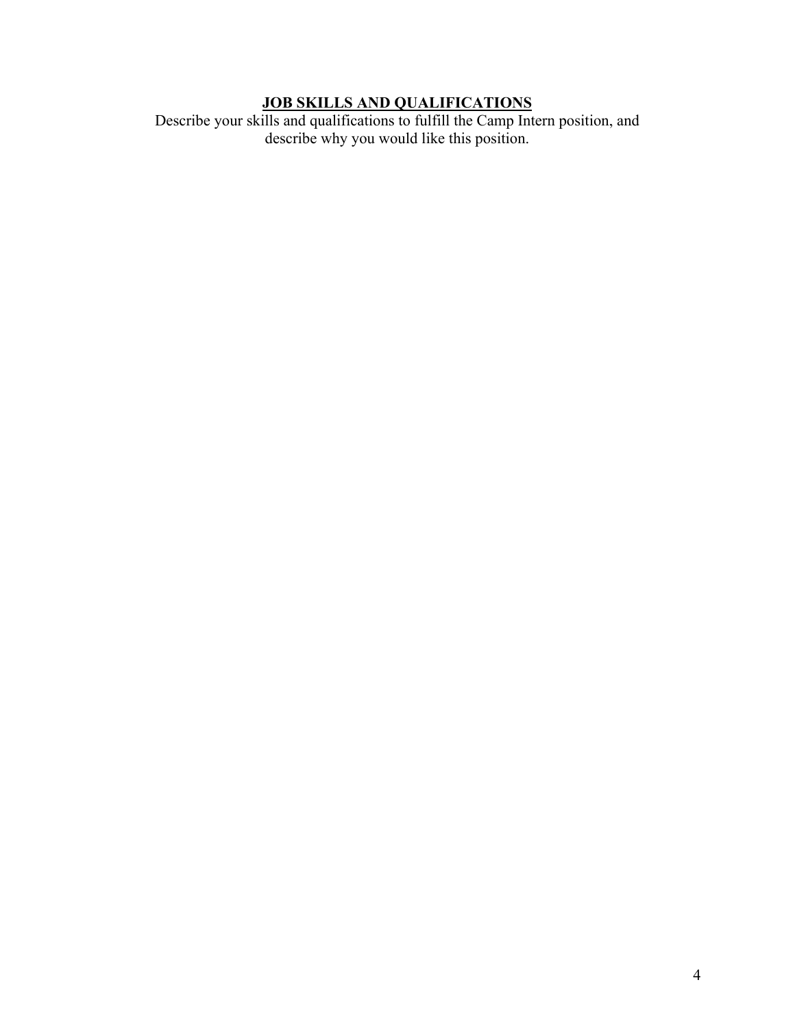## JOB SKILLS AND QUALIFICATIONS

Describe your skills and qualifications to fulfill the Camp Intern position, and describe why you would like this position.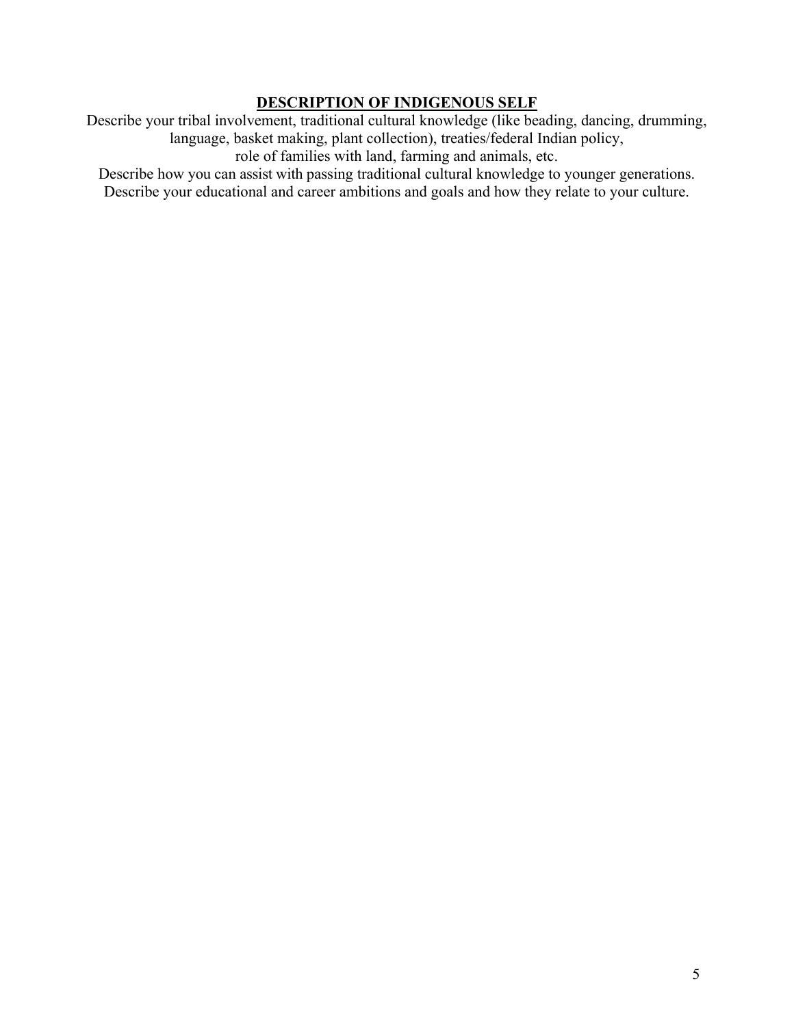## DESCRIPTION OF INDIGENOUS SELF

Describe your tribal involvement, traditional cultural knowledge (like beading, dancing, drumming, language, basket making, plant collection), treaties/federal Indian policy, role of families with land, farming and animals, etc.

Describe how you can assist with passing traditional cultural knowledge to younger generations.

Describe your educational and career ambitions and goals and how they relate to your culture.